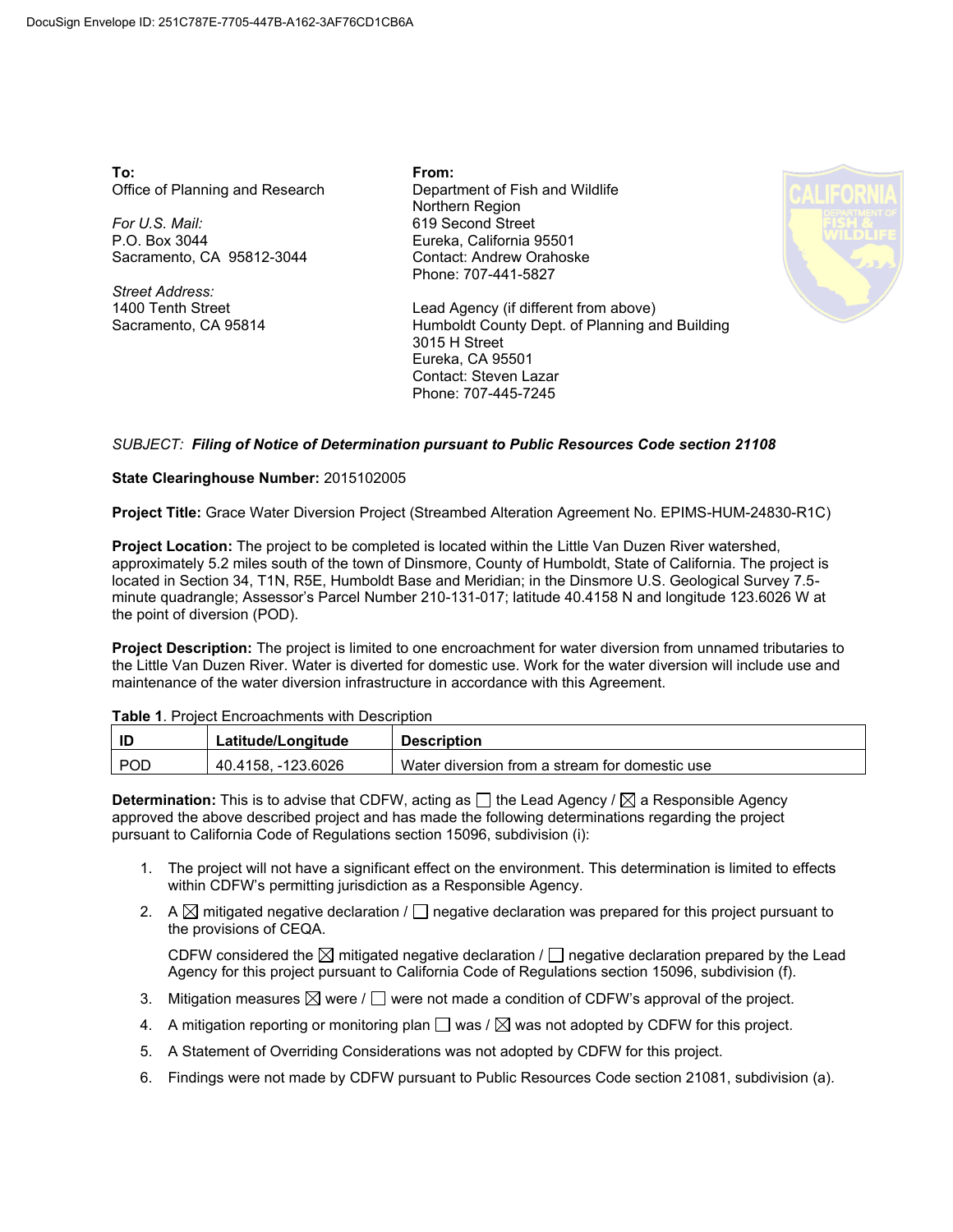DocuSign Envelope ID: 251C787E-7705-447B-A162-3AF76CD1CB6A

**To:**
Office of Planning and Research

*For U.S. Mail:*
P.O. Box 3044
Sacramento, CA 95812-3044

*Street Address:*
1400 Tenth Street
Sacramento, CA 95814

**From:**
Department of Fish and Wildlife
Northern Region
619 Second Street
Eureka, California 95501
Contact: Andrew Orahoske
Phone: 707-441-5827

Lead Agency (if different from above)
Humboldt County Dept. of Planning and Building
3015 H Street
Eureka, CA 95501
Contact: Steven Lazar
Phone: 707-445-7245

*SUBJECT:* ***Filing of Notice of Determination pursuant to Public Resources Code section 21108***

**State Clearinghouse Number:** 2015102005

**Project Title:** Grace Water Diversion Project (Streambed Alteration Agreement No. EPIMS-HUM-24830-R1C)

**Project Location:** The project to be completed is located within the Little Van Duzen River watershed, approximately 5.2 miles south of the town of Dinsmore, County of Humboldt, State of California. The project is located in Section 34, T1N, R5E, Humboldt Base and Meridian; in the Dinsmore U.S. Geological Survey 7.5-minute quadrangle; Assessor's Parcel Number 210-131-017; latitude 40.4158 N and longitude 123.6026 W at the point of diversion (POD).

**Project Description:** The project is limited to one encroachment for water diversion from unnamed tributaries to the Little Van Duzen River. Water is diverted for domestic use. Work for the water diversion will include use and maintenance of the water diversion infrastructure in accordance with this Agreement.

**Table 1**. Project Encroachments with Description

| ID | Latitude/Longitude | Description |
|---|---|---|
| POD | 40.4158, -123.6026 | Water diversion from a stream for domestic use |

**Determination:** This is to advise that CDFW, acting as ☐ the Lead Agency / ☒ a Responsible Agency approved the above described project and has made the following determinations regarding the project pursuant to California Code of Regulations section 15096, subdivision (i):

1. The project will not have a significant effect on the environment. This determination is limited to effects within CDFW's permitting jurisdiction as a Responsible Agency.
2. A ☒ mitigated negative declaration / ☐ negative declaration was prepared for this project pursuant to the provisions of CEQA.

   CDFW considered the ☒ mitigated negative declaration / ☐ negative declaration prepared by the Lead Agency for this project pursuant to California Code of Regulations section 15096, subdivision (f).
3. Mitigation measures ☒ were / ☐ were not made a condition of CDFW's approval of the project.
4. A mitigation reporting or monitoring plan ☐ was / ☒ was not adopted by CDFW for this project.
5. A Statement of Overriding Considerations was not adopted by CDFW for this project.
6. Findings were not made by CDFW pursuant to Public Resources Code section 21081, subdivision (a).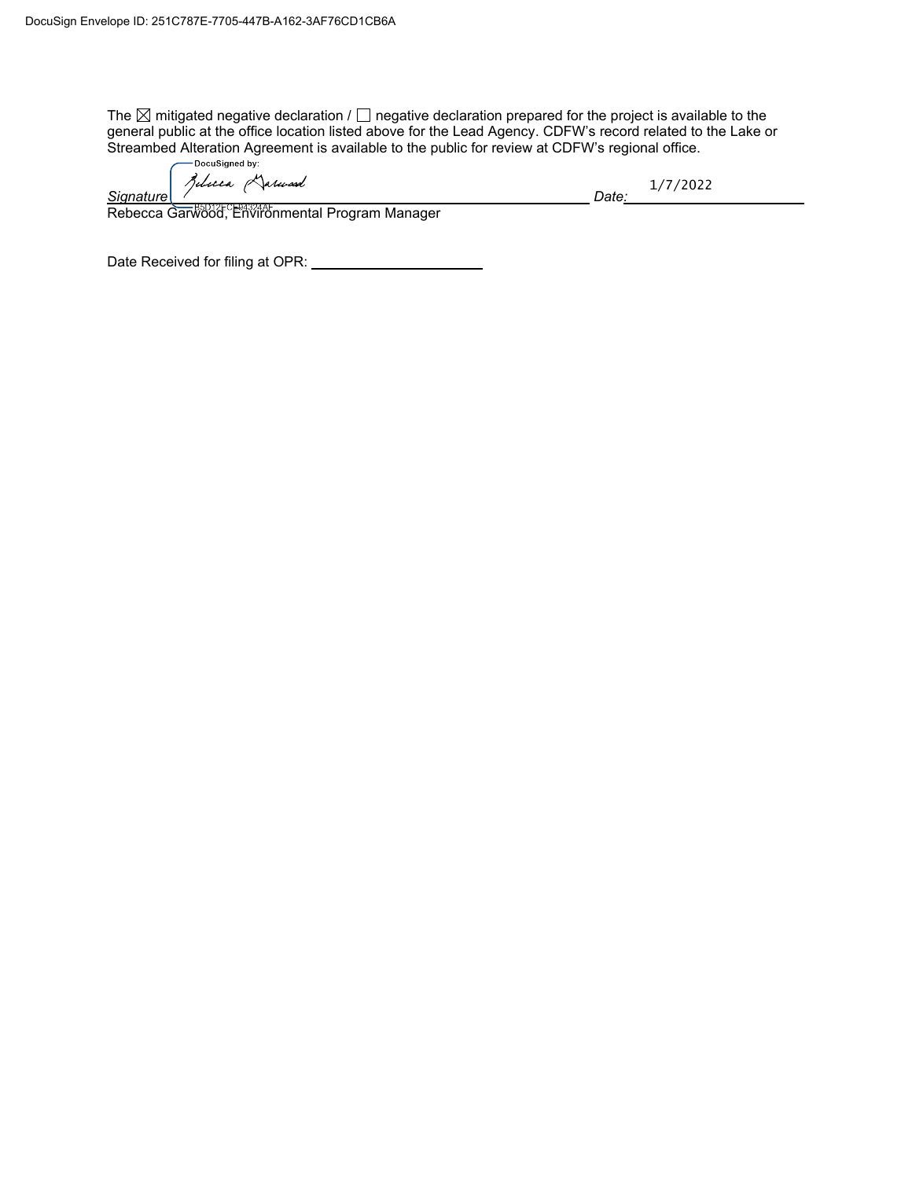DocuSign Envelope ID: 251C787E-7705-447B-A162-3AF76CD1CB6A

The ☒ mitigated negative declaration / ☐ negative declaration prepared for the project is available to the general public at the office location listed above for the Lead Agency. CDFW's record related to the Lake or Streambed Alteration Agreement is available to the public for review at CDFW's regional office.

*Signature* ______________________________ *Date:* 1/7/2022

Rebecca Garwood, Environmental Program Manager

Date Received for filing at OPR: ______________________